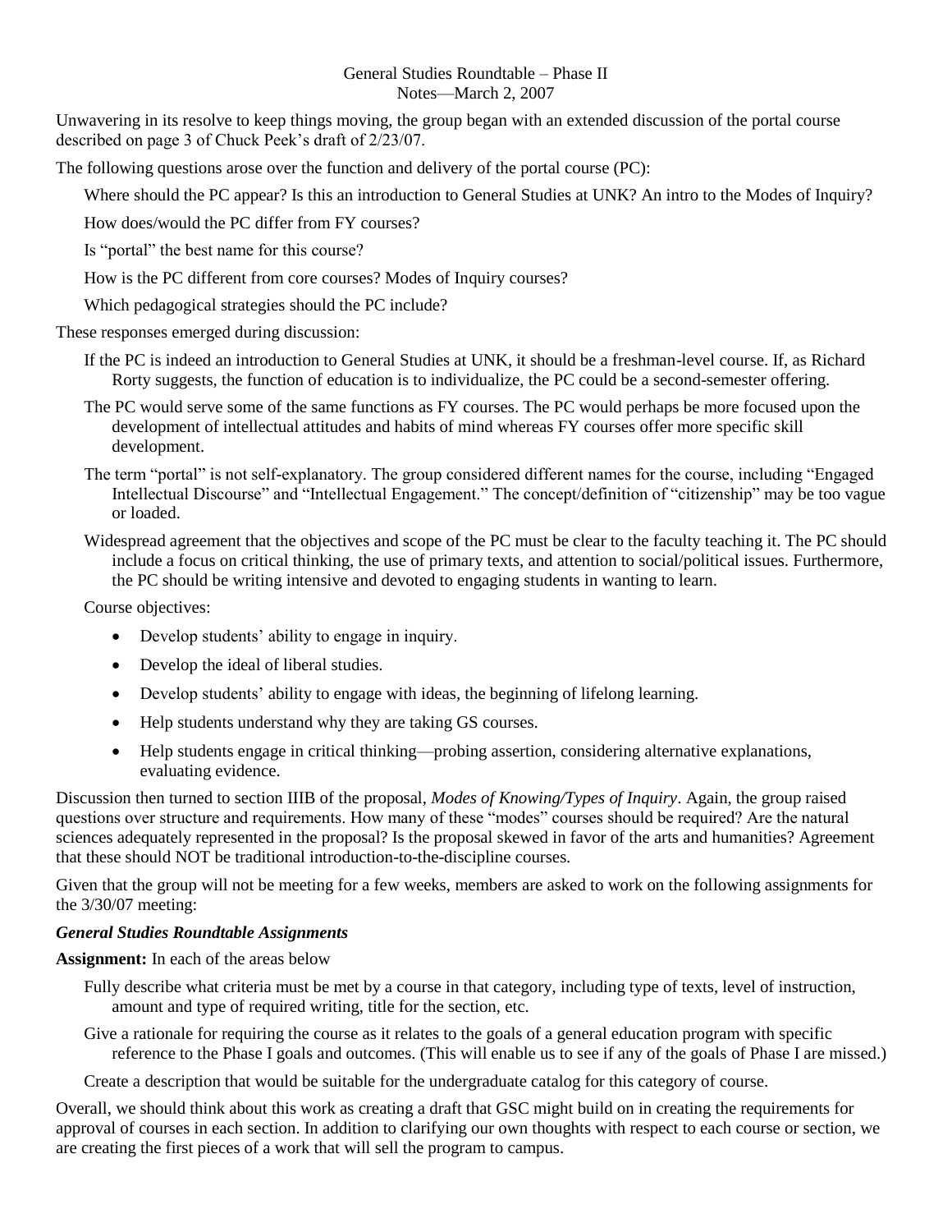# General Studies Roundtable – Phase II
## Notes—March 2, 2007

Unwavering in its resolve to keep things moving, the group began with an extended discussion of the portal course described on page 3 of Chuck Peek's draft of 2/23/07.

The following questions arose over the function and delivery of the portal course (PC):

Where should the PC appear? Is this an introduction to General Studies at UNK? An intro to the Modes of Inquiry?

How does/would the PC differ from FY courses?

Is "portal" the best name for this course?

How is the PC different from core courses? Modes of Inquiry courses?

Which pedagogical strategies should the PC include?

These responses emerged during discussion:

If the PC is indeed an introduction to General Studies at UNK, it should be a freshman-level course. If, as Richard Rorty suggests, the function of education is to individualize, the PC could be a second-semester offering.

The PC would serve some of the same functions as FY courses. The PC would perhaps be more focused upon the development of intellectual attitudes and habits of mind whereas FY courses offer more specific skill development.

The term "portal" is not self-explanatory. The group considered different names for the course, including "Engaged Intellectual Discourse" and "Intellectual Engagement." The concept/definition of "citizenship" may be too vague or loaded.

Widespread agreement that the objectives and scope of the PC must be clear to the faculty teaching it. The PC should include a focus on critical thinking, the use of primary texts, and attention to social/political issues. Furthermore, the PC should be writing intensive and devoted to engaging students in wanting to learn.

Course objectives:

- Develop students' ability to engage in inquiry.
- Develop the ideal of liberal studies.
- Develop students' ability to engage with ideas, the beginning of lifelong learning.
- Help students understand why they are taking GS courses.
- Help students engage in critical thinking—probing assertion, considering alternative explanations, evaluating evidence.

Discussion then turned to section IIIB of the proposal, *Modes of Knowing/Types of Inquiry*. Again, the group raised questions over structure and requirements. How many of these "modes" courses should be required? Are the natural sciences adequately represented in the proposal? Is the proposal skewed in favor of the arts and humanities? Agreement that these should NOT be traditional introduction-to-the-discipline courses.

Given that the group will not be meeting for a few weeks, members are asked to work on the following assignments for the 3/30/07 meeting:

***General Studies Roundtable Assignments***

**Assignment:** In each of the areas below

Fully describe what criteria must be met by a course in that category, including type of texts, level of instruction, amount and type of required writing, title for the section, etc.

Give a rationale for requiring the course as it relates to the goals of a general education program with specific reference to the Phase I goals and outcomes. (This will enable us to see if any of the goals of Phase I are missed.)

Create a description that would be suitable for the undergraduate catalog for this category of course.

Overall, we should think about this work as creating a draft that GSC might build on in creating the requirements for approval of courses in each section. In addition to clarifying our own thoughts with respect to each course or section, we are creating the first pieces of a work that will sell the program to campus.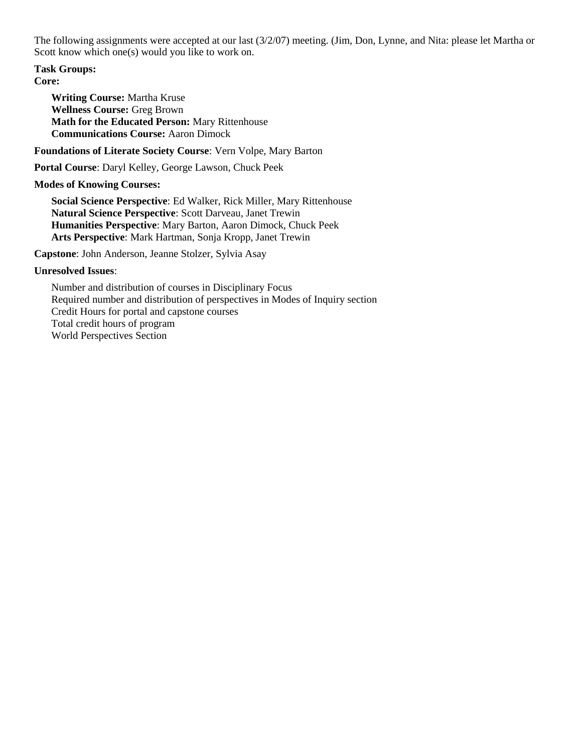The following assignments were accepted at our last (3/2/07) meeting. (Jim, Don, Lynne, and Nita: please let Martha or Scott know which one(s) would you like to work on.

**Task Groups:**
**Core:**

- **Writing Course:** Martha Kruse
- **Wellness Course:** Greg Brown
- **Math for the Educated Person:** Mary Rittenhouse
- **Communications Course:** Aaron Dimock

**Foundations of Literate Society Course**: Vern Volpe, Mary Barton

**Portal Course**: Daryl Kelley, George Lawson, Chuck Peek

**Modes of Knowing Courses:**

- **Social Science Perspective**: Ed Walker, Rick Miller, Mary Rittenhouse
- **Natural Science Perspective**: Scott Darveau, Janet Trewin
- **Humanities Perspective**: Mary Barton, Aaron Dimock, Chuck Peek
- **Arts Perspective**: Mark Hartman, Sonja Kropp, Janet Trewin

**Capstone**: John Anderson, Jeanne Stolzer, Sylvia Asay

**Unresolved Issues**:

- Number and distribution of courses in Disciplinary Focus
- Required number and distribution of perspectives in Modes of Inquiry section
- Credit Hours for portal and capstone courses
- Total credit hours of program
- World Perspectives Section